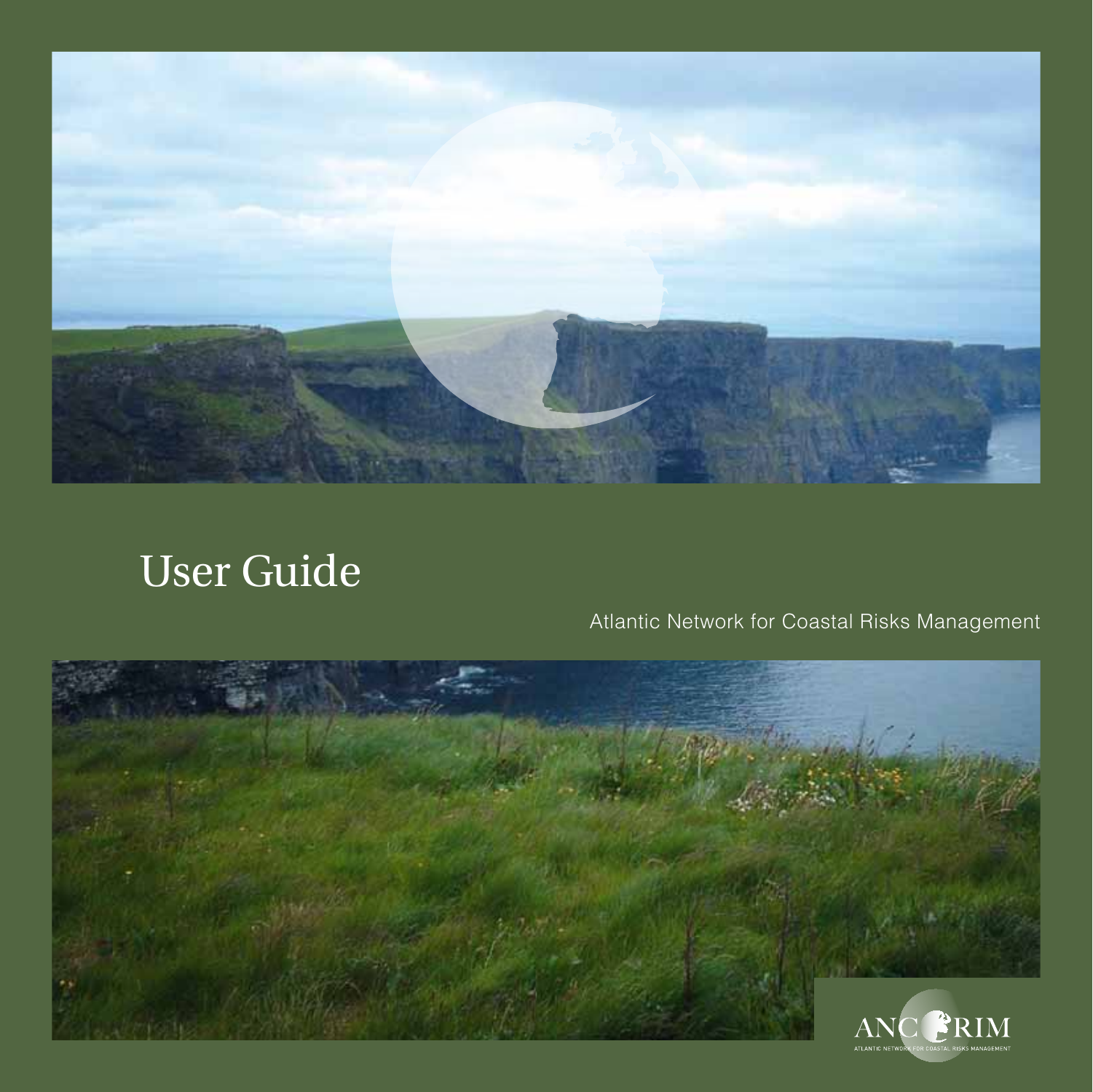# User Guide

Atlantic Network for Coastal Risks Management

ANCORIM

ATLANTIC NETWORK FOR COASTAL RISKS MANAGEMENT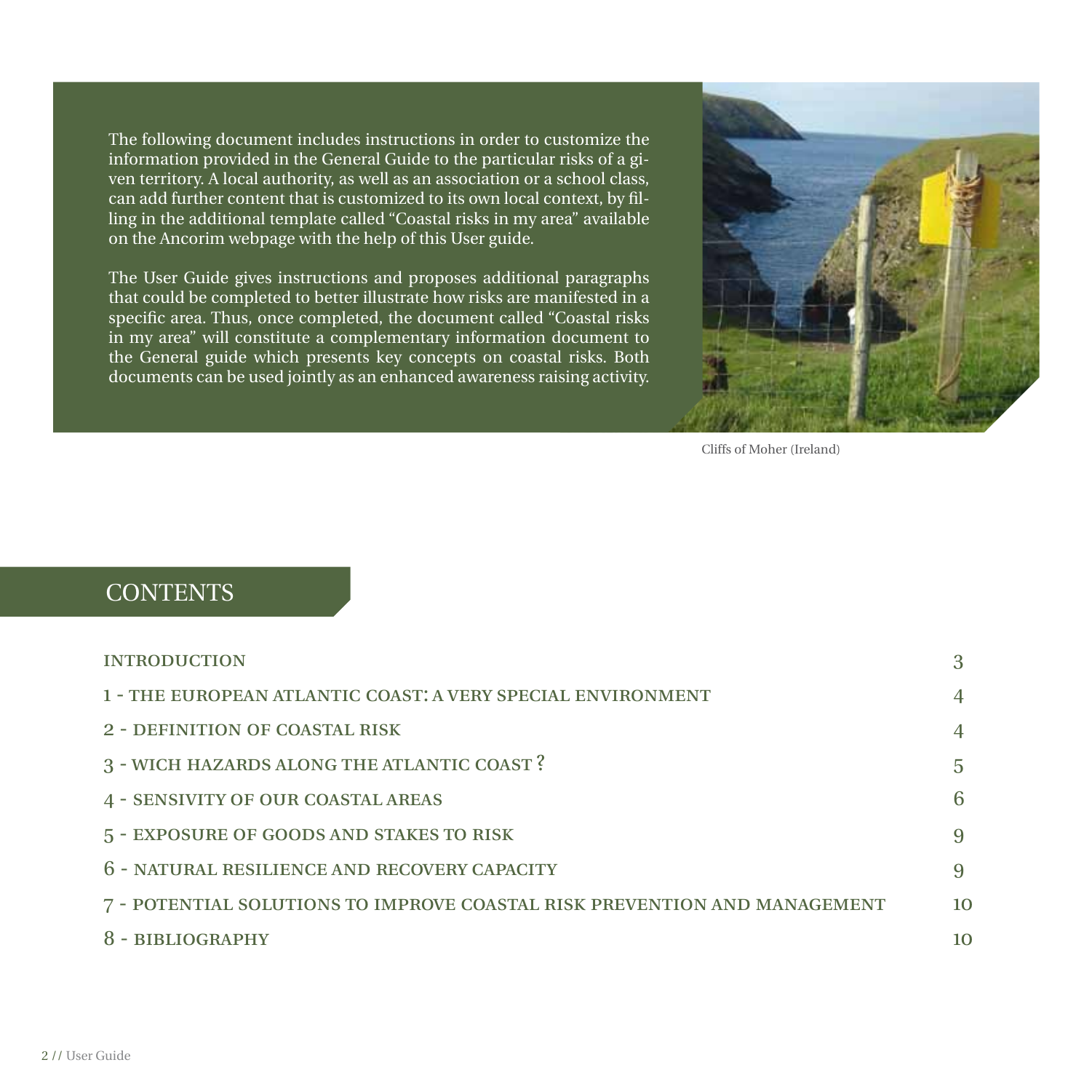The following document includes instructions in order to customize the information provided in the General Guide to the particular risks of a given territory. A local authority, as well as an association or a school class, can add further content that is customized to its own local context, by filling in the additional template called "Coastal risks in my area" available on the Ancorim webpage with the help of this User guide.

The User Guide gives instructions and proposes additional paragraphs that could be completed to better illustrate how risks are manifested in a specific area. Thus, once completed, the document called "Coastal risks in my area" will constitute a complementary information document to the General guide which presents key concepts on coastal risks. Both documents can be used jointly as an enhanced awareness raising activity.

Cliffs of Moher (Ireland)

## CONTENTS

| | |
|---|---|
| INTRODUCTION | 3 |
| 1 - THE EUROPEAN ATLANTIC COAST: A VERY SPECIAL ENVIRONMENT | 4 |
| 2 - DEFINITION OF COASTAL RISK | 4 |
| 3 - WICH HAZARDS ALONG THE ATLANTIC COAST ? | 5 |
| 4 - SENSIVITY OF OUR COASTAL AREAS | 6 |
| 5 - EXPOSURE OF GOODS AND STAKES TO RISK | 9 |
| 6 - NATURAL RESILIENCE AND RECOVERY CAPACITY | 9 |
| 7 - POTENTIAL SOLUTIONS TO IMPROVE COASTAL RISK PREVENTION AND MANAGEMENT | 10 |
| 8 - BIBLIOGRAPHY | 10 |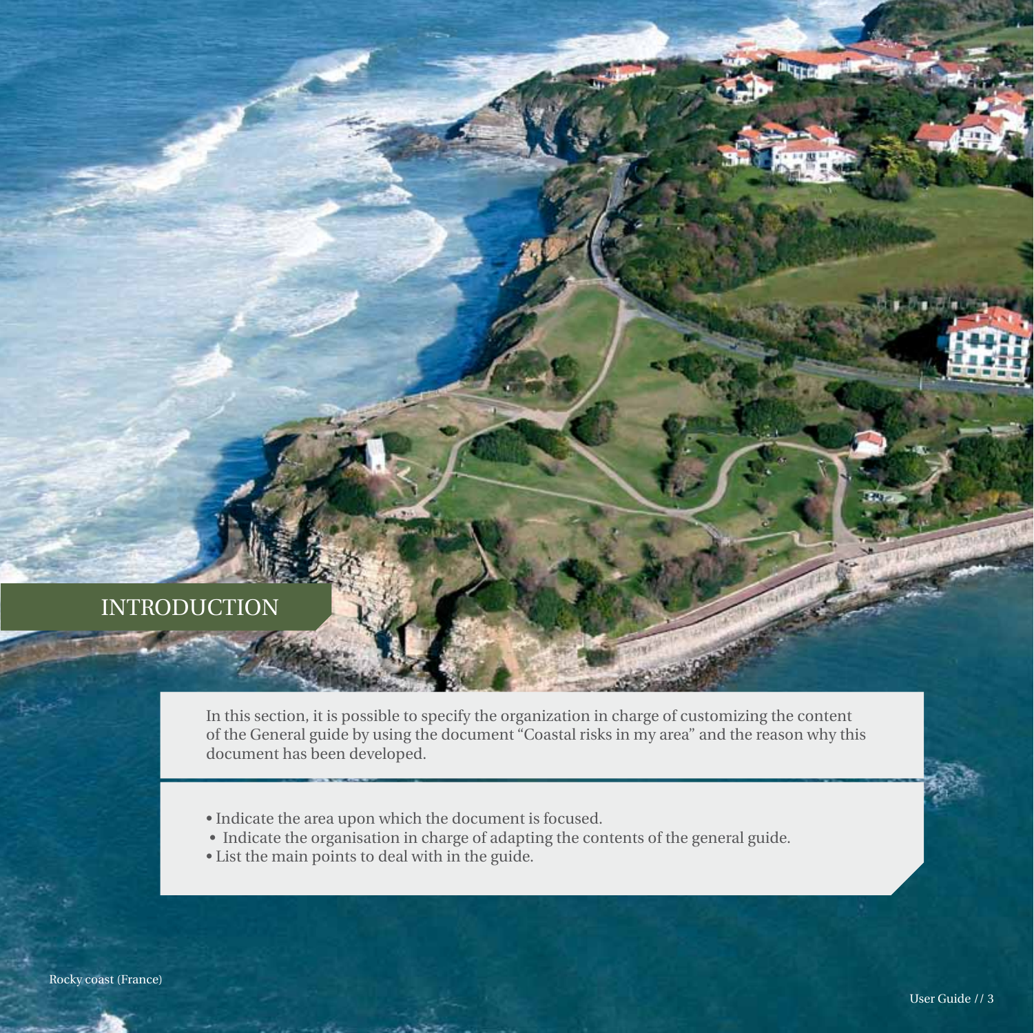# INTRODUCTION

In this section, it is possible to specify the organization in charge of customizing the content of the General guide by using the document "Coastal risks in my area" and the reason why this document has been developed.

- Indicate the area upon which the document is focused.
- Indicate the organisation in charge of adapting the contents of the general guide.
- List the main points to deal with in the guide.

Rocky coast (France)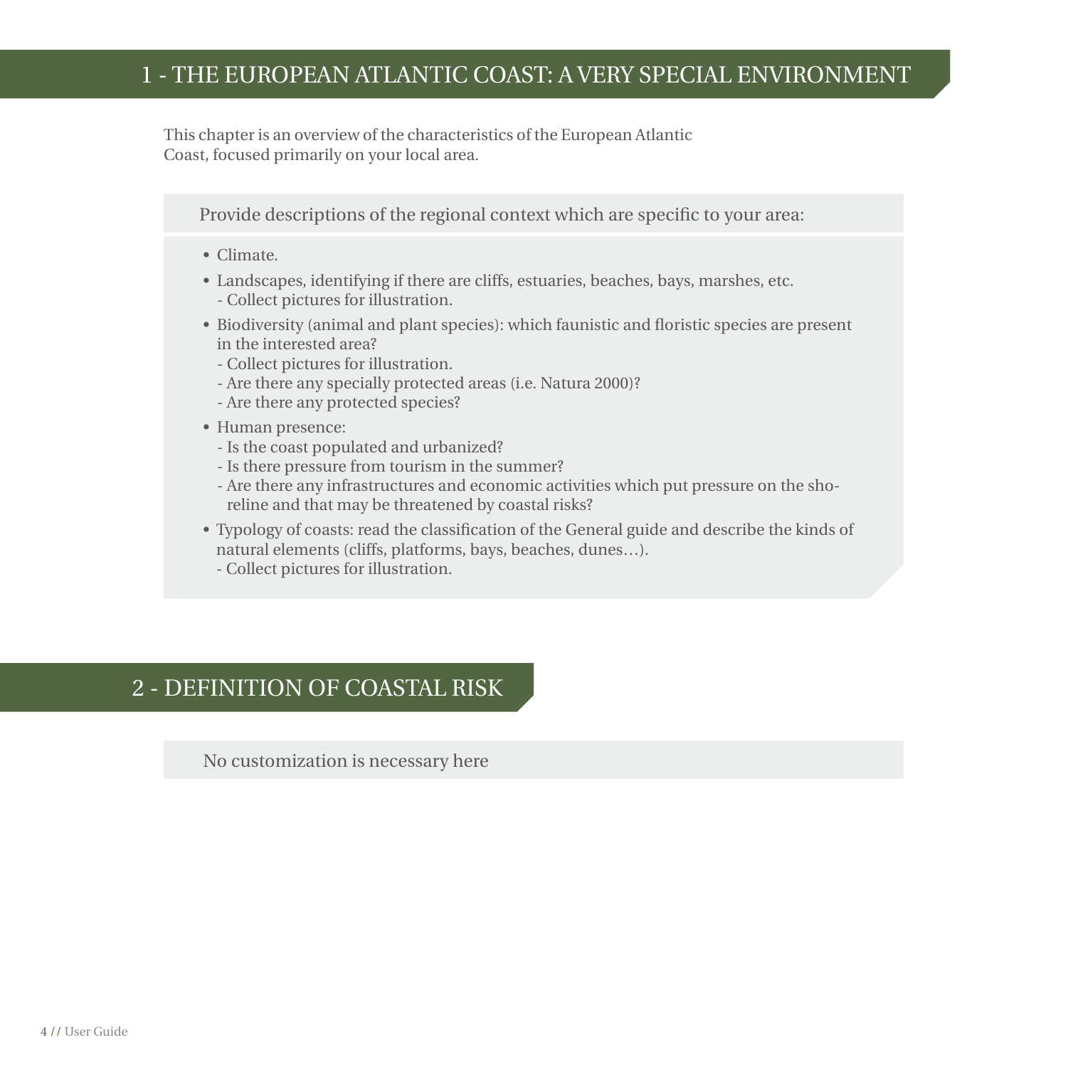## 1 - THE EUROPEAN ATLANTIC COAST: A VERY SPECIAL ENVIRONMENT

This chapter is an overview of the characteristics of the European Atlantic Coast, focused primarily on your local area.

Provide descriptions of the regional context which are specific to your area:

- Climate.
- Landscapes, identifying if there are cliffs, estuaries, beaches, bays, marshes, etc.
  - Collect pictures for illustration.
- Biodiversity (animal and plant species): which faunistic and floristic species are present in the interested area?
  - Collect pictures for illustration.
  - Are there any specially protected areas (i.e. Natura 2000)?
  - Are there any protected species?
- Human presence:
  - Is the coast populated and urbanized?
  - Is there pressure from tourism in the summer?
  - Are there any infrastructures and economic activities which put pressure on the shoreline and that may be threatened by coastal risks?
- Typology of coasts: read the classification of the General guide and describe the kinds of natural elements (cliffs, platforms, bays, beaches, dunes…).
  - Collect pictures for illustration.

## 2 - DEFINITION OF COASTAL RISK

No customization is necessary here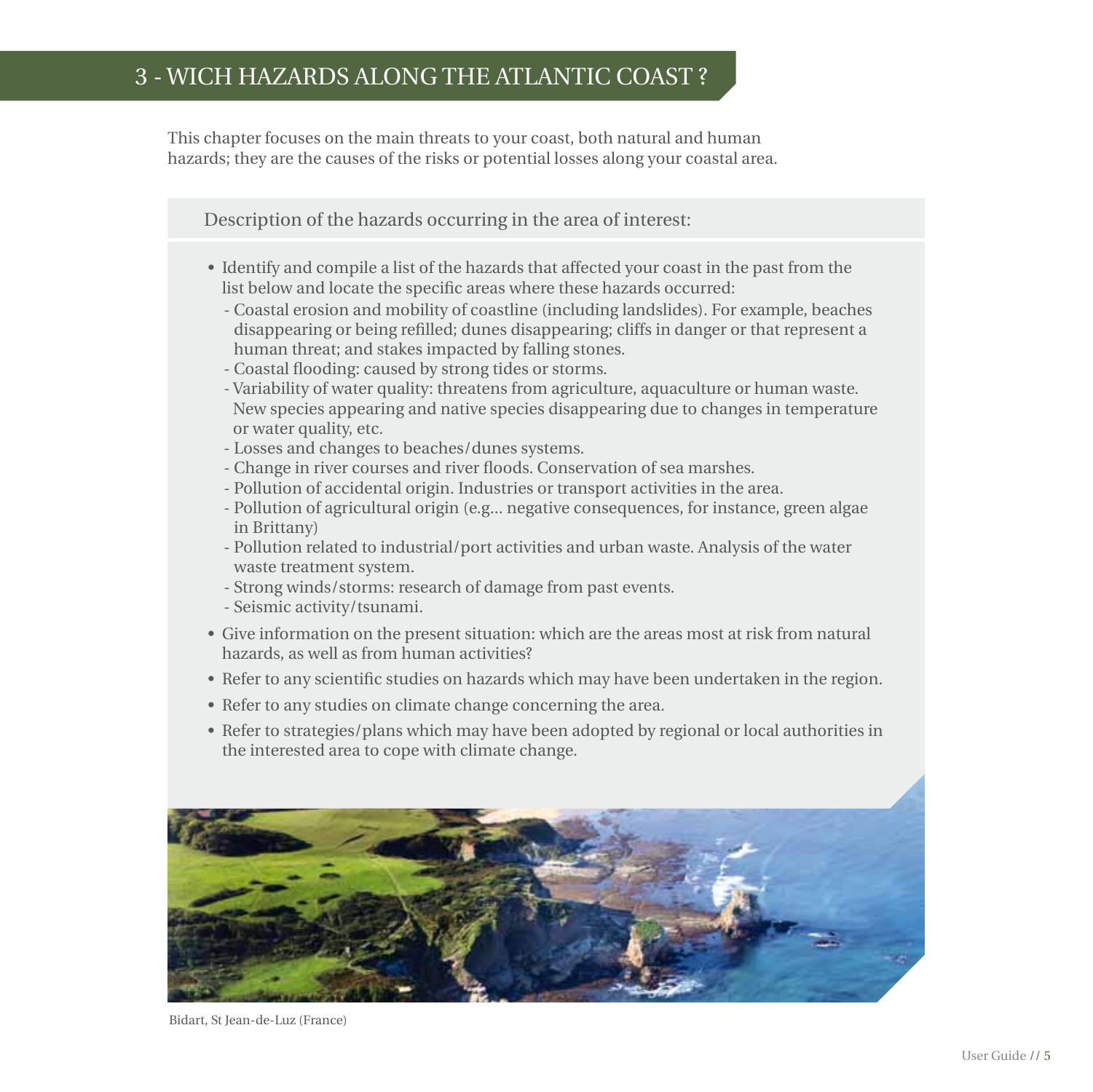# 3 - WICH HAZARDS ALONG THE ATLANTIC COAST ?

This chapter focuses on the main threats to your coast, both natural and human hazards; they are the causes of the risks or potential losses along your coastal area.

Description of the hazards occurring in the area of interest:

- Identify and compile a list of the hazards that affected your coast in the past from the list below and locate the specific areas where these hazards occurred:
  - Coastal erosion and mobility of coastline (including landslides). For example, beaches disappearing or being refilled; dunes disappearing; cliffs in danger or that represent a human threat; and stakes impacted by falling stones.
  - Coastal flooding: caused by strong tides or storms.
  - Variability of water quality: threatens from agriculture, aquaculture or human waste. New species appearing and native species disappearing due to changes in temperature or water quality, etc.
  - Losses and changes to beaches/dunes systems.
  - Change in river courses and river floods. Conservation of sea marshes.
  - Pollution of accidental origin. Industries or transport activities in the area.
  - Pollution of agricultural origin (e.g… negative consequences, for instance, green algae in Brittany)
  - Pollution related to industrial/port activities and urban waste. Analysis of the water waste treatment system.
  - Strong winds/storms: research of damage from past events.
  - Seismic activity/tsunami.
- Give information on the present situation: which are the areas most at risk from natural hazards, as well as from human activities?
- Refer to any scientific studies on hazards which may have been undertaken in the region.
- Refer to any studies on climate change concerning the area.
- Refer to strategies/plans which may have been adopted by regional or local authorities in the interested area to cope with climate change.

Bidart, St Jean-de-Luz (France)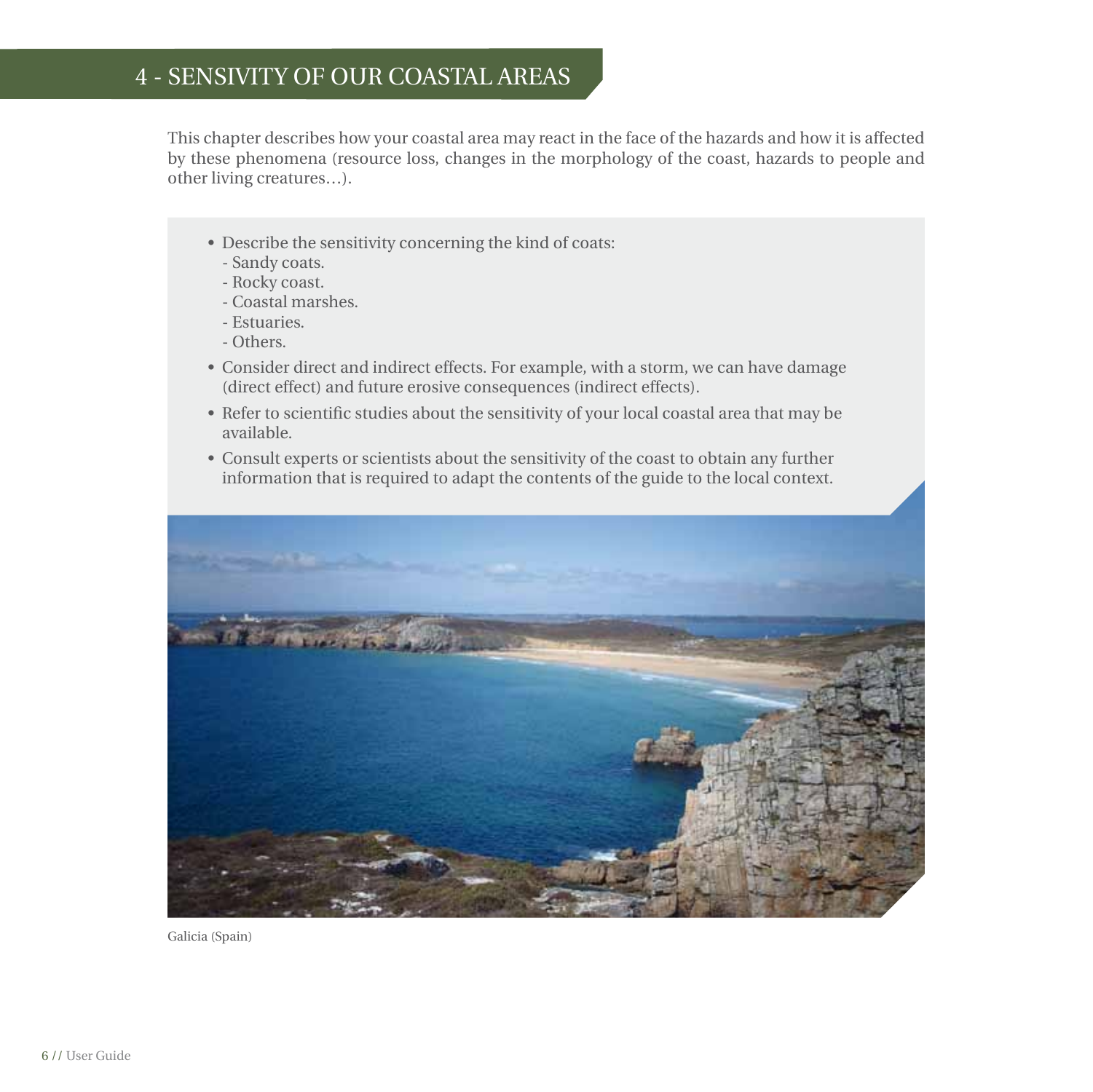# 4 - SENSIVITY OF OUR COASTAL AREAS

This chapter describes how your coastal area may react in the face of the hazards and how it is affected by these phenomena (resource loss, changes in the morphology of the coast, hazards to people and other living creatures…).

- Describe the sensitivity concerning the kind of coats:
  - Sandy coats.
  - Rocky coast.
  - Coastal marshes.
  - Estuaries.
  - Others.
- Consider direct and indirect effects. For example, with a storm, we can have damage (direct effect) and future erosive consequences (indirect effects).
- Refer to scientific studies about the sensitivity of your local coastal area that may be available.
- Consult experts or scientists about the sensitivity of the coast to obtain any further information that is required to adapt the contents of the guide to the local context.

Galicia (Spain)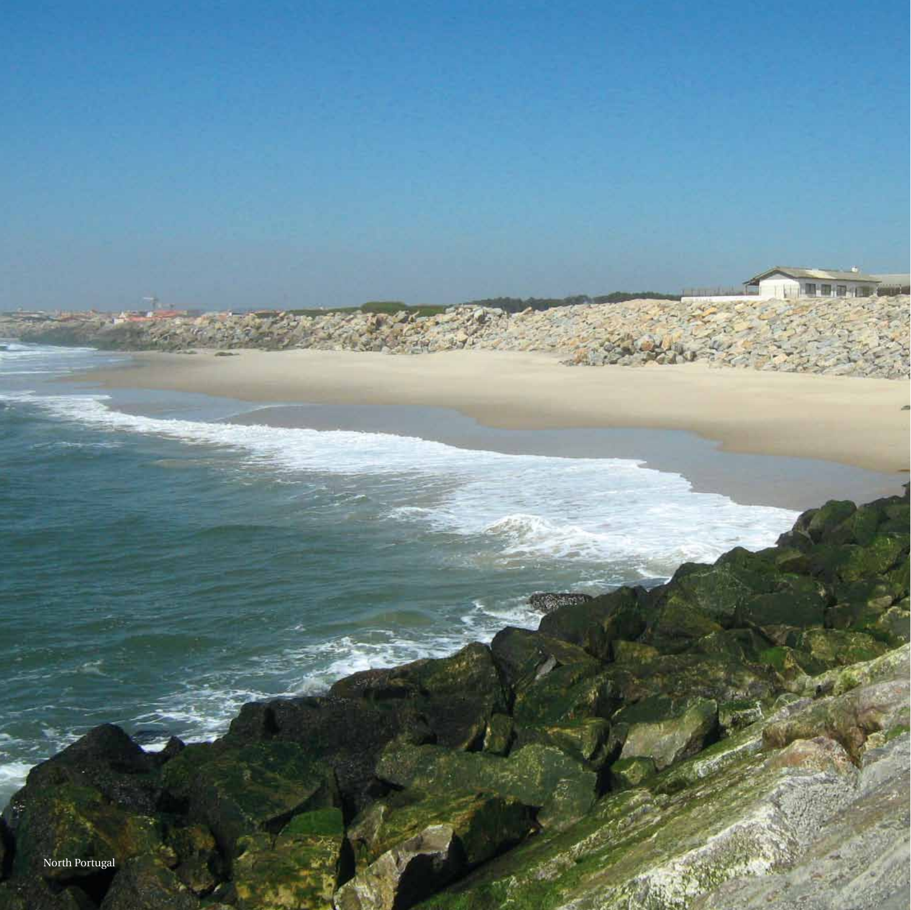North Portugal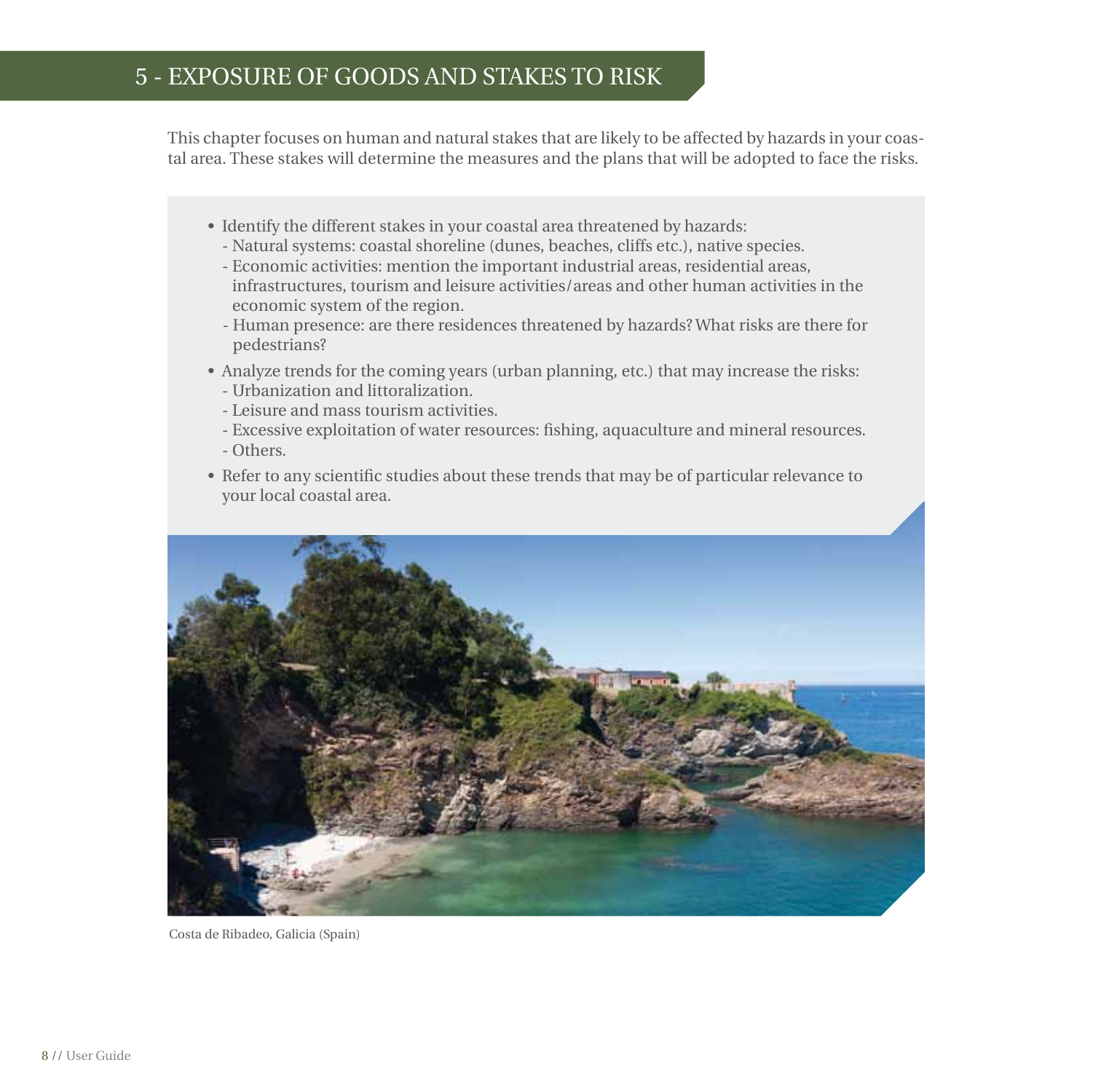# 5 - EXPOSURE OF GOODS AND STAKES TO RISK

This chapter focuses on human and natural stakes that are likely to be affected by hazards in your coastal area. These stakes will determine the measures and the plans that will be adopted to face the risks.

- Identify the different stakes in your coastal area threatened by hazards:
  - Natural systems: coastal shoreline (dunes, beaches, cliffs etc.), native species.
  - Economic activities: mention the important industrial areas, residential areas, infrastructures, tourism and leisure activities/areas and other human activities in the economic system of the region.
  - Human presence: are there residences threatened by hazards? What risks are there for pedestrians?
- Analyze trends for the coming years (urban planning, etc.) that may increase the risks:
  - Urbanization and littoralization.
  - Leisure and mass tourism activities.
  - Excessive exploitation of water resources: fishing, aquaculture and mineral resources.
  - Others.
- Refer to any scientific studies about these trends that may be of particular relevance to your local coastal area.

Costa de Ribadeo, Galicia (Spain)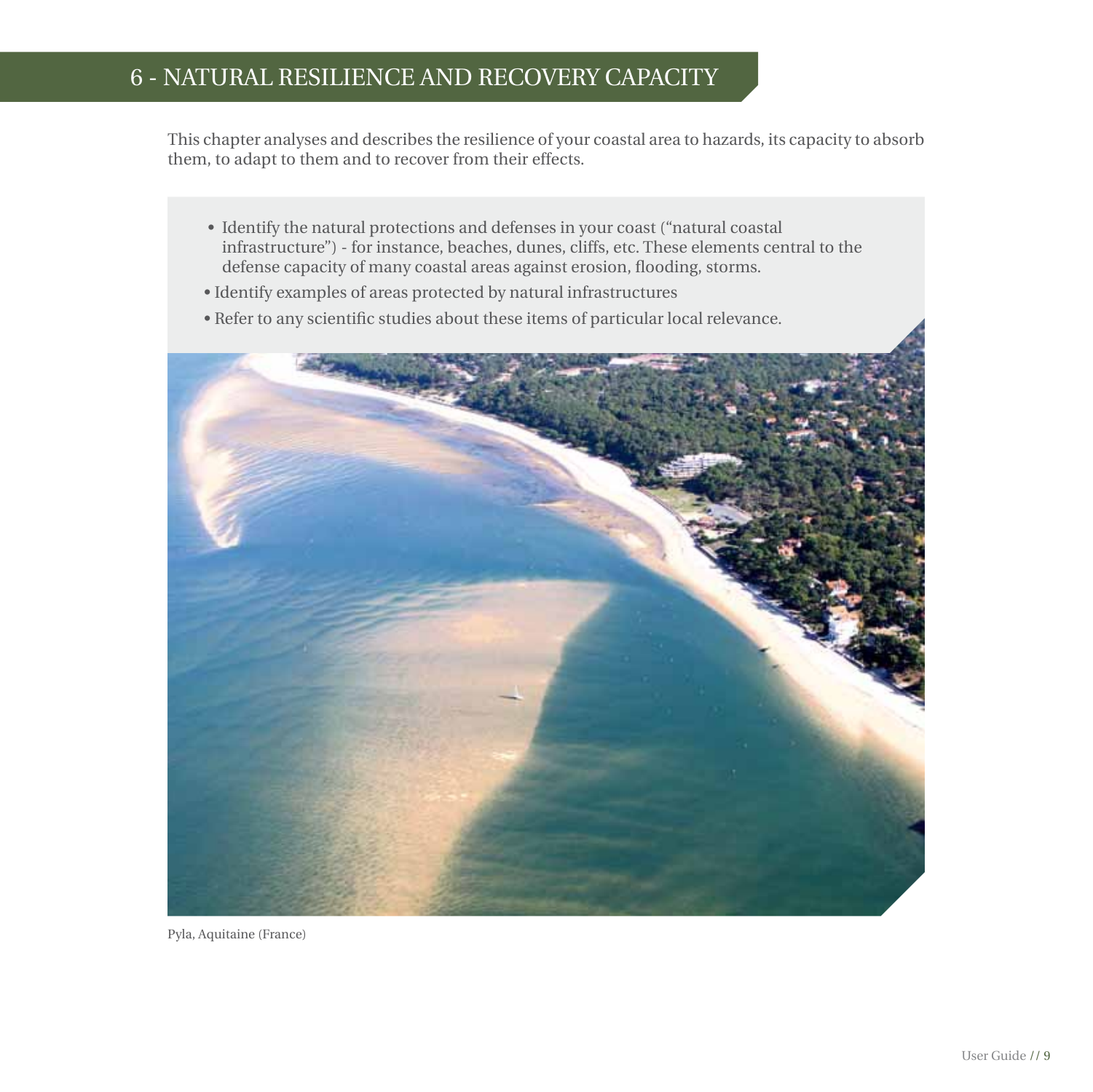# 6 - NATURAL RESILIENCE AND RECOVERY CAPACITY

This chapter analyses and describes the resilience of your coastal area to hazards, its capacity to absorb them, to adapt to them and to recover from their effects.

- Identify the natural protections and defenses in your coast ("natural coastal infrastructure") - for instance, beaches, dunes, cliffs, etc. These elements central to the defense capacity of many coastal areas against erosion, flooding, storms.
- Identify examples of areas protected by natural infrastructures
- Refer to any scientific studies about these items of particular local relevance.

Pyla, Aquitaine (France)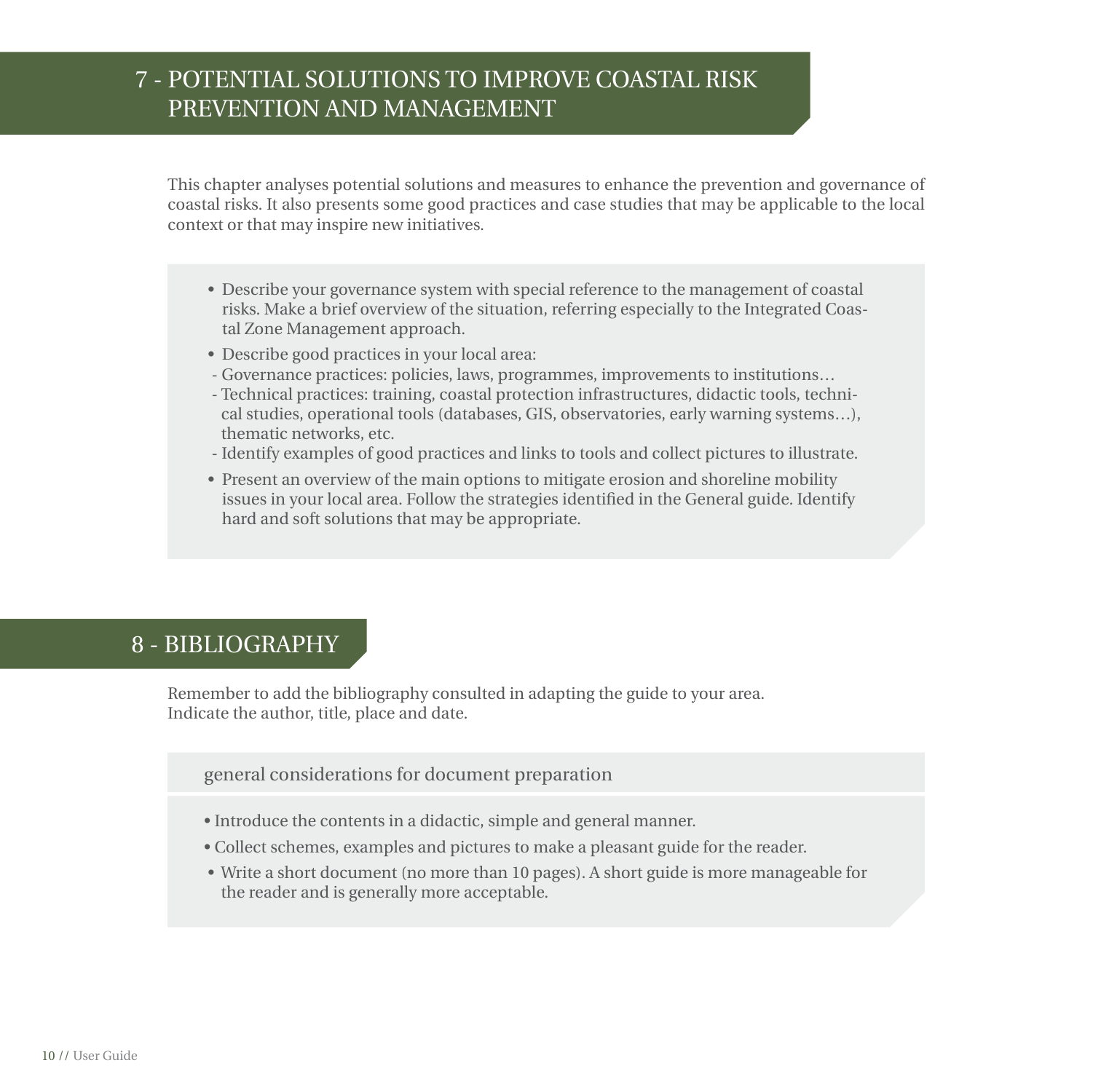## 7 - POTENTIAL SOLUTIONS TO IMPROVE COASTAL RISK PREVENTION AND MANAGEMENT

This chapter analyses potential solutions and measures to enhance the prevention and governance of coastal risks. It also presents some good practices and case studies that may be applicable to the local context or that may inspire new initiatives.

- Describe your governance system with special reference to the management of coastal risks. Make a brief overview of the situation, referring especially to the Integrated Coastal Zone Management approach.
- Describe good practices in your local area:
  - Governance practices: policies, laws, programmes, improvements to institutions…
  - Technical practices: training, coastal protection infrastructures, didactic tools, technical studies, operational tools (databases, GIS, observatories, early warning systems…), thematic networks, etc.
  - Identify examples of good practices and links to tools and collect pictures to illustrate.
- Present an overview of the main options to mitigate erosion and shoreline mobility issues in your local area. Follow the strategies identified in the General guide. Identify hard and soft solutions that may be appropriate.

## 8 - BIBLIOGRAPHY

Remember to add the bibliography consulted in adapting the guide to your area.
Indicate the author, title, place and date.

general considerations for document preparation

- Introduce the contents in a didactic, simple and general manner.
- Collect schemes, examples and pictures to make a pleasant guide for the reader.
- Write a short document (no more than 10 pages). A short guide is more manageable for the reader and is generally more acceptable.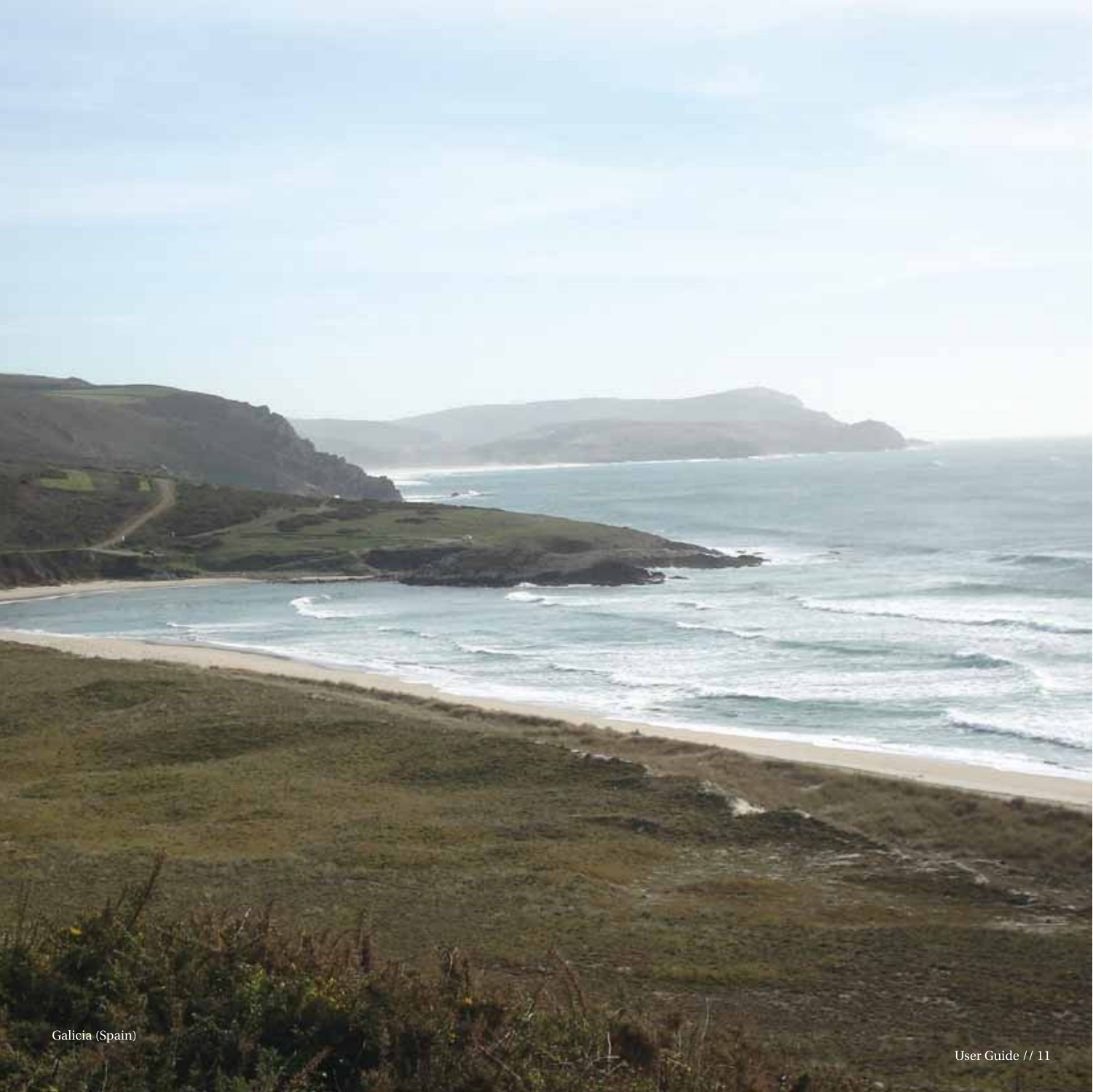Galicia (Spain)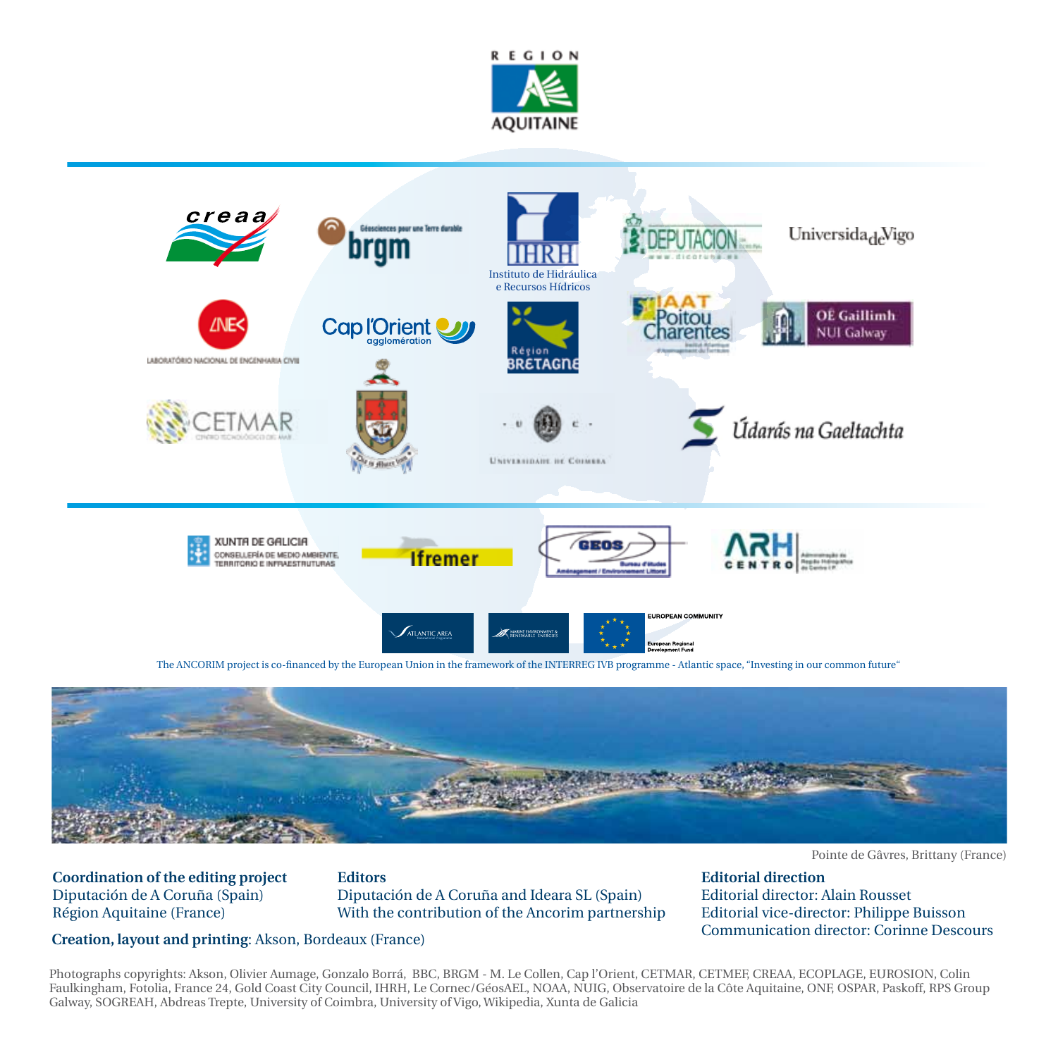The ANCORIM project is co-financed by the European Union in the framework of the INTERREG IVB programme - Atlantic space, “Investing in our common future“

Pointe de Gâvres, Brittany (France)

**Coordination of the editing project**
Diputación de A Coruña (Spain)
Région Aquitaine (France)

**Editors**
Diputación de A Coruña and Ideara SL (Spain)
With the contribution of the Ancorim partnership

**Editorial direction**
Editorial director: Alain Rousset
Editorial vice-director: Philippe Buisson
Communication director: Corinne Descours

**Creation, layout and printing**: Akson, Bordeaux (France)

Photographs copyrights: Akson, Olivier Aumage, Gonzalo Borrá, BBC, BRGM - M. Le Collen, Cap l’Orient, CETMAR, CETMEF, CREAA, ECOPLAGE, EUROSION, Colin Faulkingham, Fotolia, France 24, Gold Coast City Council, IHRH, Le Cornec/GéosAEL, NOAA, NUIG, Observatoire de la Côte Aquitaine, ONF, OSPAR, Paskoff, RPS Group Galway, SOGREAH, Abdreas Trepte, University of Coimbra, University of Vigo, Wikipedia, Xunta de Galicia